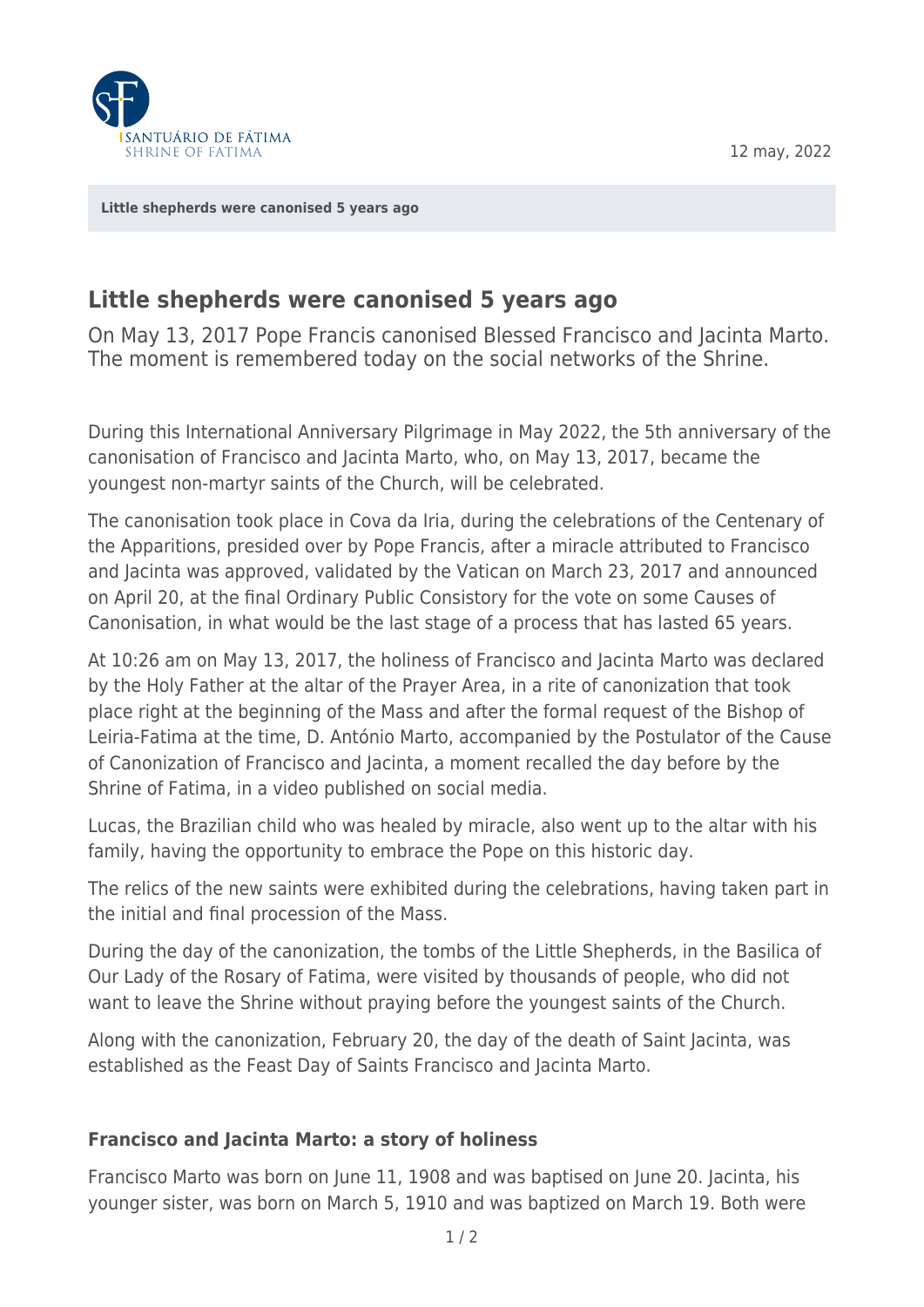12 may, 2022

**Little shepherds were canonised 5 years ago**

# Little shepherds were canonised 5 years ago

On May 13, 2017 Pope Francis canonised Blessed Francisco and Jacinta Marto. The moment is remembered today on the social networks of the Shrine.

During this International Anniversary Pilgrimage in May 2022, the 5th anniversary of the canonisation of Francisco and Jacinta Marto, who, on May 13, 2017, became the youngest non-martyr saints of the Church, will be celebrated.

The canonisation took place in Cova da Iria, during the celebrations of the Centenary of the Apparitions, presided over by Pope Francis, after a miracle attributed to Francisco and Jacinta was approved, validated by the Vatican on March 23, 2017 and announced on April 20, at the final Ordinary Public Consistory for the vote on some Causes of Canonisation, in what would be the last stage of a process that has lasted 65 years.

At 10:26 am on May 13, 2017, the holiness of Francisco and Jacinta Marto was declared by the Holy Father at the altar of the Prayer Area, in a rite of canonization that took place right at the beginning of the Mass and after the formal request of the Bishop of Leiria-Fatima at the time, D. António Marto, accompanied by the Postulator of the Cause of Canonization of Francisco and Jacinta, a moment recalled the day before by the Shrine of Fatima, in a video published on social media.

Lucas, the Brazilian child who was healed by miracle, also went up to the altar with his family, having the opportunity to embrace the Pope on this historic day.

The relics of the new saints were exhibited during the celebrations, having taken part in the initial and final procession of the Mass.

During the day of the canonization, the tombs of the Little Shepherds, in the Basilica of Our Lady of the Rosary of Fatima, were visited by thousands of people, who did not want to leave the Shrine without praying before the youngest saints of the Church.

Along with the canonization, February 20, the day of the death of Saint Jacinta, was established as the Feast Day of Saints Francisco and Jacinta Marto.

### Francisco and Jacinta Marto: a story of holiness

Francisco Marto was born on June 11, 1908 and was baptised on June 20. Jacinta, his younger sister, was born on March 5, 1910 and was baptized on March 19. Both were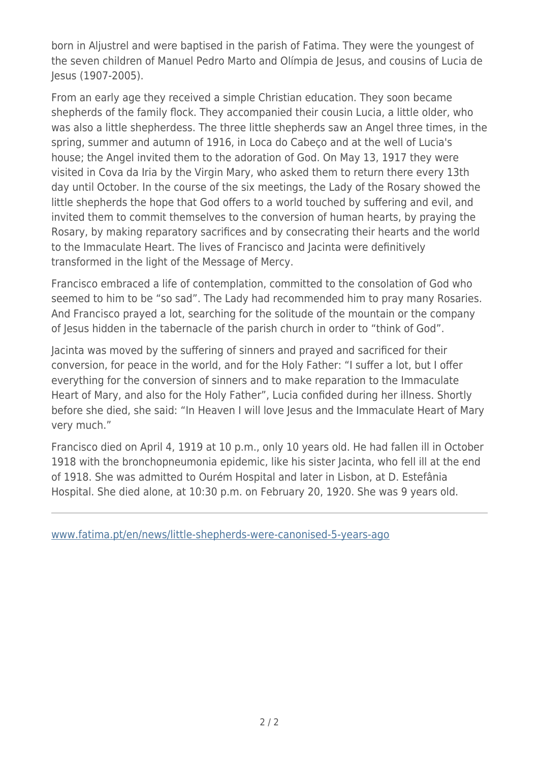born in Aljustrel and were baptised in the parish of Fatima. They were the youngest of the seven children of Manuel Pedro Marto and Olímpia de Jesus, and cousins of Lucia de Jesus (1907-2005).

From an early age they received a simple Christian education. They soon became shepherds of the family flock. They accompanied their cousin Lucia, a little older, who was also a little shepherdess. The three little shepherds saw an Angel three times, in the spring, summer and autumn of 1916, in Loca do Cabeço and at the well of Lucia's house; the Angel invited them to the adoration of God. On May 13, 1917 they were visited in Cova da Iria by the Virgin Mary, who asked them to return there every 13th day until October. In the course of the six meetings, the Lady of the Rosary showed the little shepherds the hope that God offers to a world touched by suffering and evil, and invited them to commit themselves to the conversion of human hearts, by praying the Rosary, by making reparatory sacrifices and by consecrating their hearts and the world to the Immaculate Heart. The lives of Francisco and Jacinta were definitively transformed in the light of the Message of Mercy.

Francisco embraced a life of contemplation, committed to the consolation of God who seemed to him to be "so sad". The Lady had recommended him to pray many Rosaries. And Francisco prayed a lot, searching for the solitude of the mountain or the company of Jesus hidden in the tabernacle of the parish church in order to "think of God".

Jacinta was moved by the suffering of sinners and prayed and sacrificed for their conversion, for peace in the world, and for the Holy Father: "I suffer a lot, but I offer everything for the conversion of sinners and to make reparation to the Immaculate Heart of Mary, and also for the Holy Father", Lucia confided during her illness. Shortly before she died, she said: "In Heaven I will love Jesus and the Immaculate Heart of Mary very much."

Francisco died on April 4, 1919 at 10 p.m., only 10 years old. He had fallen ill in October 1918 with the bronchopneumonia epidemic, like his sister Jacinta, who fell ill at the end of 1918. She was admitted to Ourém Hospital and later in Lisbon, at D. Estefânia Hospital. She died alone, at 10:30 p.m. on February 20, 1920. She was 9 years old.

---

www.fatima.pt/en/news/little-shepherds-were-canonised-5-years-ago